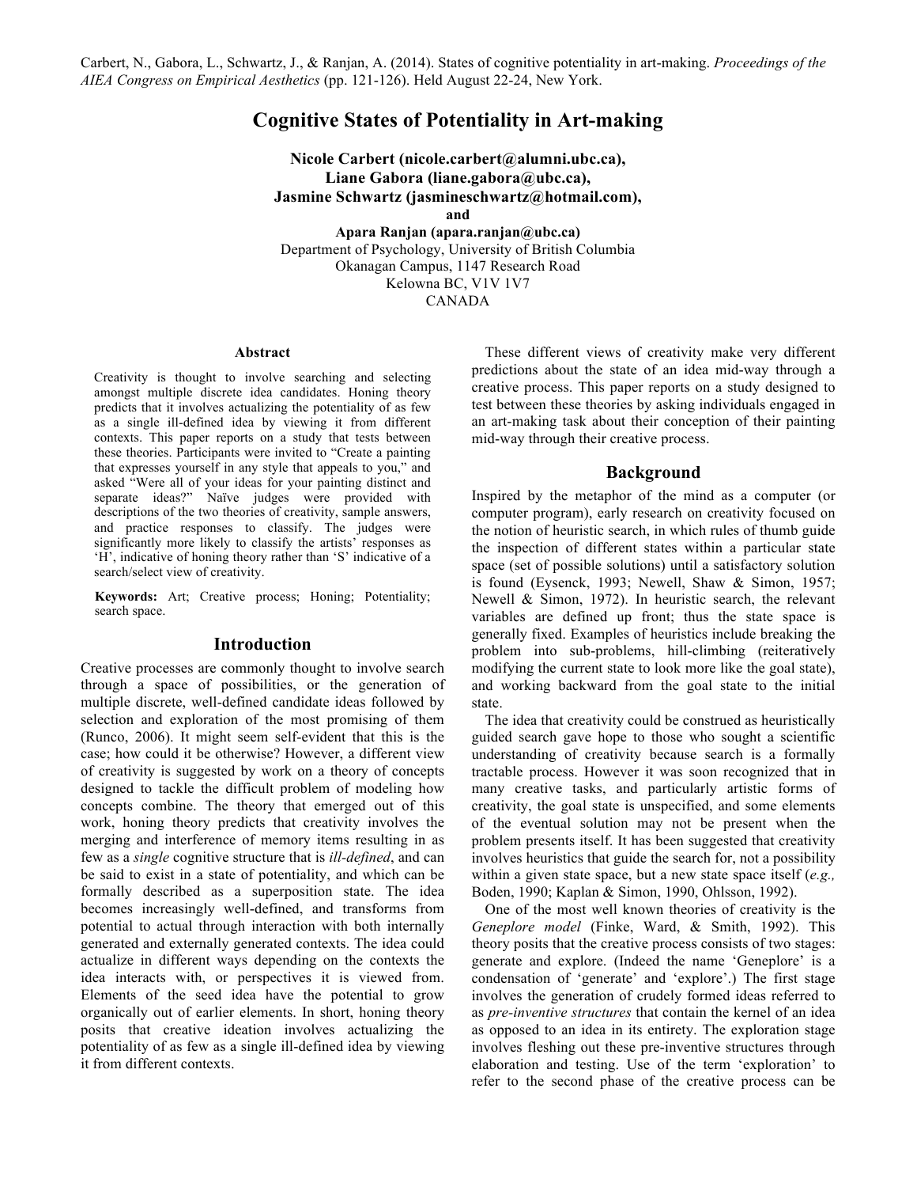Carbert, N., Gabora, L., Schwartz, J., & Ranjan, A. (2014). States of cognitive potentiality in art-making. *Proceedings of the AIEA Congress on Empirical Aesthetics* (pp. 121-126). Held August 22-24, New York.

# Cognitive States of Potentiality in Art-making

**Nicole Carbert (nicole.carbert@alumni.ubc.ca),**
**Liane Gabora (liane.gabora@ubc.ca),**
**Jasmine Schwartz (jasmineschwartz@hotmail.com),**
**and**
**Apara Ranjan (apara.ranjan@ubc.ca)**
Department of Psychology, University of British Columbia
Okanagan Campus, 1147 Research Road
Kelowna BC, V1V 1V7
CANADA

## Abstract

Creativity is thought to involve searching and selecting amongst multiple discrete idea candidates. Honing theory predicts that it involves actualizing the potentiality of as few as a single ill-defined idea by viewing it from different contexts. This paper reports on a study that tests between these theories. Participants were invited to "Create a painting that expresses yourself in any style that appeals to you," and asked "Were all of your ideas for your painting distinct and separate ideas?" Naïve judges were provided with descriptions of the two theories of creativity, sample answers, and practice responses to classify. The judges were significantly more likely to classify the artists' responses as 'H', indicative of honing theory rather than 'S' indicative of a search/select view of creativity.

**Keywords:** Art; Creative process; Honing; Potentiality; search space.

## Introduction

Creative processes are commonly thought to involve search through a space of possibilities, or the generation of multiple discrete, well-defined candidate ideas followed by selection and exploration of the most promising of them (Runco, 2006). It might seem self-evident that this is the case; how could it be otherwise? However, a different view of creativity is suggested by work on a theory of concepts designed to tackle the difficult problem of modeling how concepts combine. The theory that emerged out of this work, honing theory predicts that creativity involves the merging and interference of memory items resulting in as few as a *single* cognitive structure that is *ill-defined*, and can be said to exist in a state of potentiality, and which can be formally described as a superposition state. The idea becomes increasingly well-defined, and transforms from potential to actual through interaction with both internally generated and externally generated contexts. The idea could actualize in different ways depending on the contexts the idea interacts with, or perspectives it is viewed from. Elements of the seed idea have the potential to grow organically out of earlier elements. In short, honing theory posits that creative ideation involves actualizing the potentiality of as few as a single ill-defined idea by viewing it from different contexts.

These different views of creativity make very different predictions about the state of an idea mid-way through a creative process. This paper reports on a study designed to test between these theories by asking individuals engaged in an art-making task about their conception of their painting mid-way through their creative process.

## Background

Inspired by the metaphor of the mind as a computer (or computer program), early research on creativity focused on the notion of heuristic search, in which rules of thumb guide the inspection of different states within a particular state space (set of possible solutions) until a satisfactory solution is found (Eysenck, 1993; Newell, Shaw & Simon, 1957; Newell & Simon, 1972). In heuristic search, the relevant variables are defined up front; thus the state space is generally fixed. Examples of heuristics include breaking the problem into sub-problems, hill-climbing (reiteratively modifying the current state to look more like the goal state), and working backward from the goal state to the initial state.

The idea that creativity could be construed as heuristically guided search gave hope to those who sought a scientific understanding of creativity because search is a formally tractable process. However it was soon recognized that in many creative tasks, and particularly artistic forms of creativity, the goal state is unspecified, and some elements of the eventual solution may not be present when the problem presents itself. It has been suggested that creativity involves heuristics that guide the search for, not a possibility within a given state space, but a new state space itself (*e.g.,* Boden, 1990; Kaplan & Simon, 1990, Ohlsson, 1992).

One of the most well known theories of creativity is the *Geneplore model* (Finke, Ward, & Smith, 1992). This theory posits that the creative process consists of two stages: generate and explore. (Indeed the name 'Geneplore' is a condensation of 'generate' and 'explore'.) The first stage involves the generation of crudely formed ideas referred to as *pre-inventive structures* that contain the kernel of an idea as opposed to an idea in its entirety. The exploration stage involves fleshing out these pre-inventive structures through elaboration and testing. Use of the term 'exploration' to refer to the second phase of the creative process can be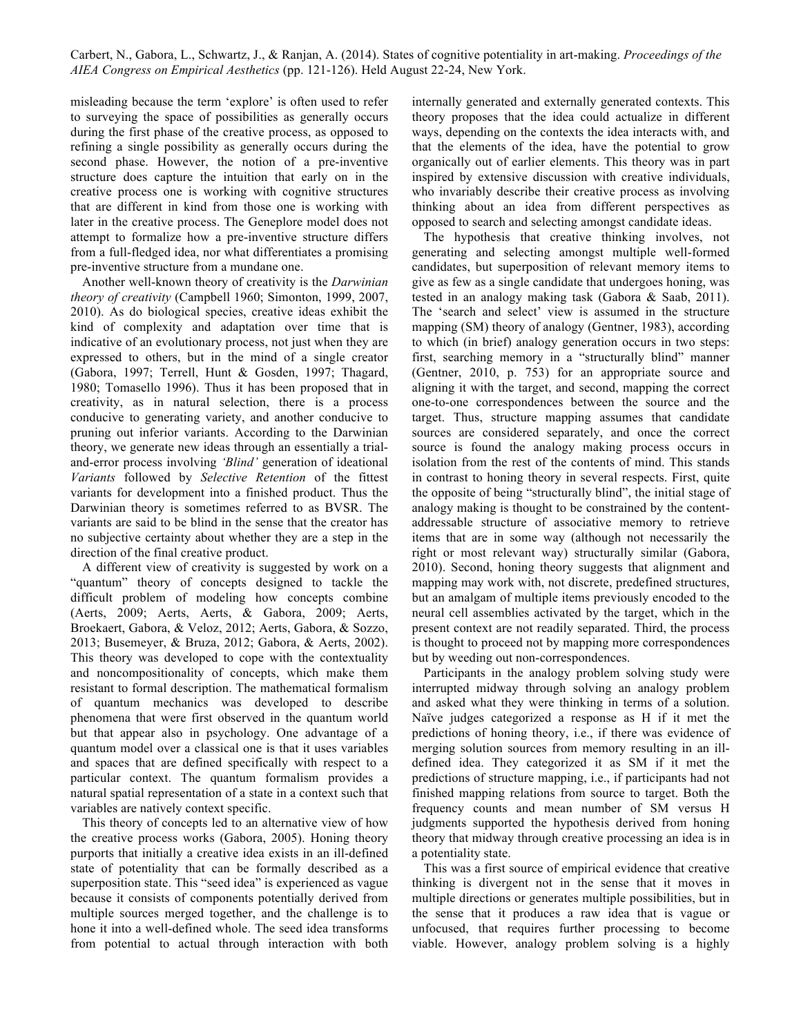misleading because the term 'explore' is often used to refer to surveying the space of possibilities as generally occurs during the first phase of the creative process, as opposed to refining a single possibility as generally occurs during the second phase. However, the notion of a pre-inventive structure does capture the intuition that early on in the creative process one is working with cognitive structures that are different in kind from those one is working with later in the creative process. The Geneplore model does not attempt to formalize how a pre-inventive structure differs from a full-fledged idea, nor what differentiates a promising pre-inventive structure from a mundane one.

Another well-known theory of creativity is the *Darwinian theory of creativity* (Campbell 1960; Simonton, 1999, 2007, 2010). As do biological species, creative ideas exhibit the kind of complexity and adaptation over time that is indicative of an evolutionary process, not just when they are expressed to others, but in the mind of a single creator (Gabora, 1997; Terrell, Hunt & Gosden, 1997; Thagard, 1980; Tomasello 1996). Thus it has been proposed that in creativity, as in natural selection, there is a process conducive to generating variety, and another conducive to pruning out inferior variants. According to the Darwinian theory, we generate new ideas through an essentially a trial-and-error process involving *'Blind'* generation of ideational *Variants* followed by *Selective Retention* of the fittest variants for development into a finished product. Thus the Darwinian theory is sometimes referred to as BVSR. The variants are said to be blind in the sense that the creator has no subjective certainty about whether they are a step in the direction of the final creative product.

A different view of creativity is suggested by work on a "quantum" theory of concepts designed to tackle the difficult problem of modeling how concepts combine (Aerts, 2009; Aerts, Aerts, & Gabora, 2009; Aerts, Broekaert, Gabora, & Veloz, 2012; Aerts, Gabora, & Sozzo, 2013; Busemeyer, & Bruza, 2012; Gabora, & Aerts, 2002). This theory was developed to cope with the contextuality and noncompositionality of concepts, which make them resistant to formal description. The mathematical formalism of quantum mechanics was developed to describe phenomena that were first observed in the quantum world but that appear also in psychology. One advantage of a quantum model over a classical one is that it uses variables and spaces that are defined specifically with respect to a particular context. The quantum formalism provides a natural spatial representation of a state in a context such that variables are natively context specific.

This theory of concepts led to an alternative view of how the creative process works (Gabora, 2005). Honing theory purports that initially a creative idea exists in an ill-defined state of potentiality that can be formally described as a superposition state. This "seed idea" is experienced as vague because it consists of components potentially derived from multiple sources merged together, and the challenge is to hone it into a well-defined whole. The seed idea transforms from potential to actual through interaction with both internally generated and externally generated contexts. This theory proposes that the idea could actualize in different ways, depending on the contexts the idea interacts with, and that the elements of the idea, have the potential to grow organically out of earlier elements. This theory was in part inspired by extensive discussion with creative individuals, who invariably describe their creative process as involving thinking about an idea from different perspectives as opposed to search and selecting amongst candidate ideas.

The hypothesis that creative thinking involves, not generating and selecting amongst multiple well-formed candidates, but superposition of relevant memory items to give as few as a single candidate that undergoes honing, was tested in an analogy making task (Gabora & Saab, 2011). The 'search and select' view is assumed in the structure mapping (SM) theory of analogy (Gentner, 1983), according to which (in brief) analogy generation occurs in two steps: first, searching memory in a "structurally blind" manner (Gentner, 2010, p. 753) for an appropriate source and aligning it with the target, and second, mapping the correct one-to-one correspondences between the source and the target. Thus, structure mapping assumes that candidate sources are considered separately, and once the correct source is found the analogy making process occurs in isolation from the rest of the contents of mind. This stands in contrast to honing theory in several respects. First, quite the opposite of being "structurally blind", the initial stage of analogy making is thought to be constrained by the content-addressable structure of associative memory to retrieve items that are in some way (although not necessarily the right or most relevant way) structurally similar (Gabora, 2010). Second, honing theory suggests that alignment and mapping may work with, not discrete, predefined structures, but an amalgam of multiple items previously encoded to the neural cell assemblies activated by the target, which in the present context are not readily separated. Third, the process is thought to proceed not by mapping more correspondences but by weeding out non-correspondences.

Participants in the analogy problem solving study were interrupted midway through solving an analogy problem and asked what they were thinking in terms of a solution. Naïve judges categorized a response as H if it met the predictions of honing theory, i.e., if there was evidence of merging solution sources from memory resulting in an ill-defined idea. They categorized it as SM if it met the predictions of structure mapping, i.e., if participants had not finished mapping relations from source to target. Both the frequency counts and mean number of SM versus H judgments supported the hypothesis derived from honing theory that midway through creative processing an idea is in a potentiality state.

This was a first source of empirical evidence that creative thinking is divergent not in the sense that it moves in multiple directions or generates multiple possibilities, but in the sense that it produces a raw idea that is vague or unfocused, that requires further processing to become viable. However, analogy problem solving is a highly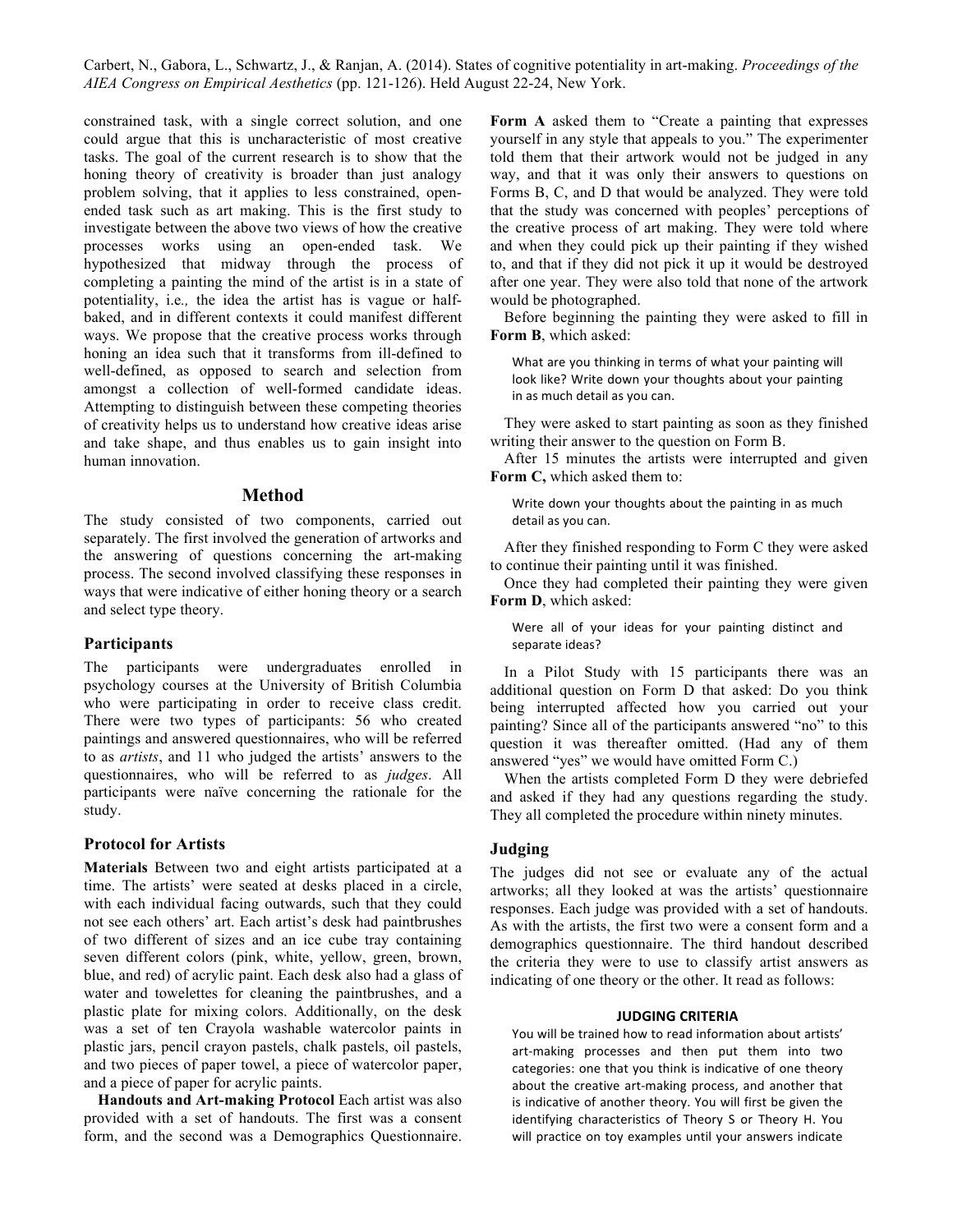constrained task, with a single correct solution, and one could argue that this is uncharacteristic of most creative tasks. The goal of the current research is to show that the honing theory of creativity is broader than just analogy problem solving, that it applies to less constrained, open-ended task such as art making. This is the first study to investigate between the above two views of how the creative processes works using an open-ended task. We hypothesized that midway through the process of completing a painting the mind of the artist is in a state of potentiality, i.e*.,* the idea the artist has is vague or half-baked, and in different contexts it could manifest different ways. We propose that the creative process works through honing an idea such that it transforms from ill-defined to well-defined, as opposed to search and selection from amongst a collection of well-formed candidate ideas. Attempting to distinguish between these competing theories of creativity helps us to understand how creative ideas arise and take shape, and thus enables us to gain insight into human innovation.

## Method

The study consisted of two components, carried out separately. The first involved the generation of artworks and the answering of questions concerning the art-making process. The second involved classifying these responses in ways that were indicative of either honing theory or a search and select type theory.

### Participants

The participants were undergraduates enrolled in psychology courses at the University of British Columbia who were participating in order to receive class credit. There were two types of participants: 56 who created paintings and answered questionnaires, who will be referred to as *artists*, and 11 who judged the artists' answers to the questionnaires, who will be referred to as *judges*. All participants were naïve concerning the rationale for the study.

### Protocol for Artists

**Materials** Between two and eight artists participated at a time. The artists' were seated at desks placed in a circle, with each individual facing outwards, such that they could not see each others' art. Each artist's desk had paintbrushes of two different of sizes and an ice cube tray containing seven different colors (pink, white, yellow, green, brown, blue, and red) of acrylic paint. Each desk also had a glass of water and towelettes for cleaning the paintbrushes, and a plastic plate for mixing colors. Additionally, on the desk was a set of ten Crayola washable watercolor paints in plastic jars, pencil crayon pastels, chalk pastels, oil pastels, and two pieces of paper towel, a piece of watercolor paper, and a piece of paper for acrylic paints.

**Handouts and Art-making Protocol** Each artist was also provided with a set of handouts. The first was a consent form, and the second was a Demographics Questionnaire. **Form A** asked them to "Create a painting that expresses yourself in any style that appeals to you." The experimenter told them that their artwork would not be judged in any way, and that it was only their answers to questions on Forms B, C, and D that would be analyzed. They were told that the study was concerned with peoples' perceptions of the creative process of art making. They were told where and when they could pick up their painting if they wished to, and that if they did not pick it up it would be destroyed after one year. They were also told that none of the artwork would be photographed.

Before beginning the painting they were asked to fill in **Form B**, which asked:

> What are you thinking in terms of what your painting will look like? Write down your thoughts about your painting in as much detail as you can.

They were asked to start painting as soon as they finished writing their answer to the question on Form B.

After 15 minutes the artists were interrupted and given **Form C,** which asked them to:

> Write down your thoughts about the painting in as much detail as you can.

After they finished responding to Form C they were asked to continue their painting until it was finished.

Once they had completed their painting they were given **Form D**, which asked:

> Were all of your ideas for your painting distinct and separate ideas?

In a Pilot Study with 15 participants there was an additional question on Form D that asked: Do you think being interrupted affected how you carried out your painting? Since all of the participants answered "no" to this question it was thereafter omitted. (Had any of them answered "yes" we would have omitted Form C.)

When the artists completed Form D they were debriefed and asked if they had any questions regarding the study. They all completed the procedure within ninety minutes.

### Judging

The judges did not see or evaluate any of the actual artworks; all they looked at was the artists' questionnaire responses. Each judge was provided with a set of handouts. As with the artists, the first two were a consent form and a demographics questionnaire. The third handout described the criteria they were to use to classify artist answers as indicating of one theory or the other. It read as follows:

> **JUDGING CRITERIA**
>
> You will be trained how to read information about artists' art-making processes and then put them into two categories: one that you think is indicative of one theory about the creative art-making process, and another that is indicative of another theory. You will first be given the identifying characteristics of Theory S or Theory H. You will practice on toy examples until your answers indicate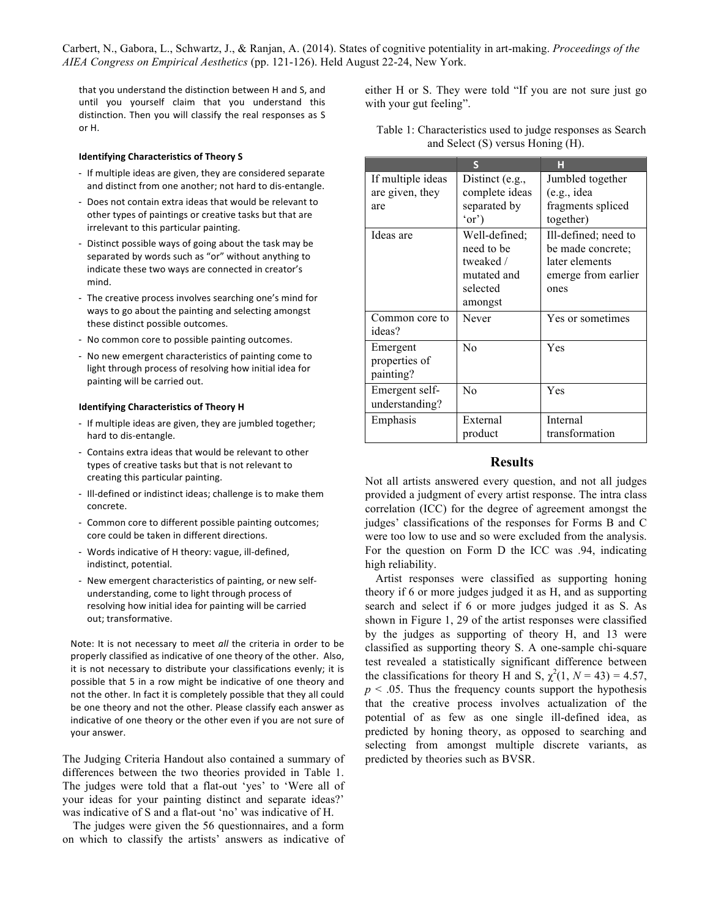that you understand the distinction between H and S, and until you yourself claim that you understand this distinction. Then you will classify the real responses as S or H.

**Identifying Characteristics of Theory S**

- If multiple ideas are given, they are considered separate and distinct from one another; not hard to dis-entangle.
- Does not contain extra ideas that would be relevant to other types of paintings or creative tasks but that are irrelevant to this particular painting.
- Distinct possible ways of going about the task may be separated by words such as "or" without anything to indicate these two ways are connected in creator's mind.
- The creative process involves searching one's mind for ways to go about the painting and selecting amongst these distinct possible outcomes.
- No common core to possible painting outcomes.
- No new emergent characteristics of painting come to light through process of resolving how initial idea for painting will be carried out.

**Identifying Characteristics of Theory H**

- If multiple ideas are given, they are jumbled together; hard to dis-entangle.
- Contains extra ideas that would be relevant to other types of creative tasks but that is not relevant to creating this particular painting.
- Ill-defined or indistinct ideas; challenge is to make them concrete.
- Common core to different possible painting outcomes; core could be taken in different directions.
- Words indicative of H theory: vague, ill-defined, indistinct, potential.
- New emergent characteristics of painting, or new self-understanding, come to light through process of resolving how initial idea for painting will be carried out; transformative.

Note: It is not necessary to meet *all* the criteria in order to be properly classified as indicative of one theory of the other. Also, it is not necessary to distribute your classifications evenly; it is possible that 5 in a row might be indicative of one theory and not the other. In fact it is completely possible that they all could be one theory and not the other. Please classify each answer as indicative of one theory or the other even if you are not sure of your answer.

The Judging Criteria Handout also contained a summary of differences between the two theories provided in Table 1. The judges were told that a flat-out 'yes' to 'Were all of your ideas for your painting distinct and separate ideas?' was indicative of S and a flat-out 'no' was indicative of H.

The judges were given the 56 questionnaires, and a form on which to classify the artists' answers as indicative of either H or S. They were told "If you are not sure just go with your gut feeling".

Table 1: Characteristics used to judge responses as Search and Select (S) versus Honing (H).

| | S | H |
|---|---|---|
| If multiple ideas are given, they are | Distinct (e.g., complete ideas separated by 'or') | Jumbled together (e.g., idea fragments spliced together) |
| Ideas are | Well-defined; need to be tweaked / mutated and selected amongst | Ill-defined; need to be made concrete; later elements emerge from earlier ones |
| Common core to ideas? | Never | Yes or sometimes |
| Emergent properties of painting? | No | Yes |
| Emergent self-understanding? | No | Yes |
| Emphasis | External product | Internal transformation |

## Results

Not all artists answered every question, and not all judges provided a judgment of every artist response. The intra class correlation (ICC) for the degree of agreement amongst the judges' classifications of the responses for Forms B and C were too low to use and so were excluded from the analysis. For the question on Form D the ICC was .94, indicating high reliability.

Artist responses were classified as supporting honing theory if 6 or more judges judged it as H, and as supporting search and select if 6 or more judges judged it as S. As shown in Figure 1, 29 of the artist responses were classified by the judges as supporting of theory H, and 13 were classified as supporting theory S. A one-sample chi-square test revealed a statistically significant difference between the classifications for theory H and S, $\chi^2(1, N = 43) = 4.57$, $p < .05$. Thus the frequency counts support the hypothesis that the creative process involves actualization of the potential of as few as one single ill-defined idea, as predicted by honing theory, as opposed to searching and selecting from amongst multiple discrete variants, as predicted by theories such as BVSR.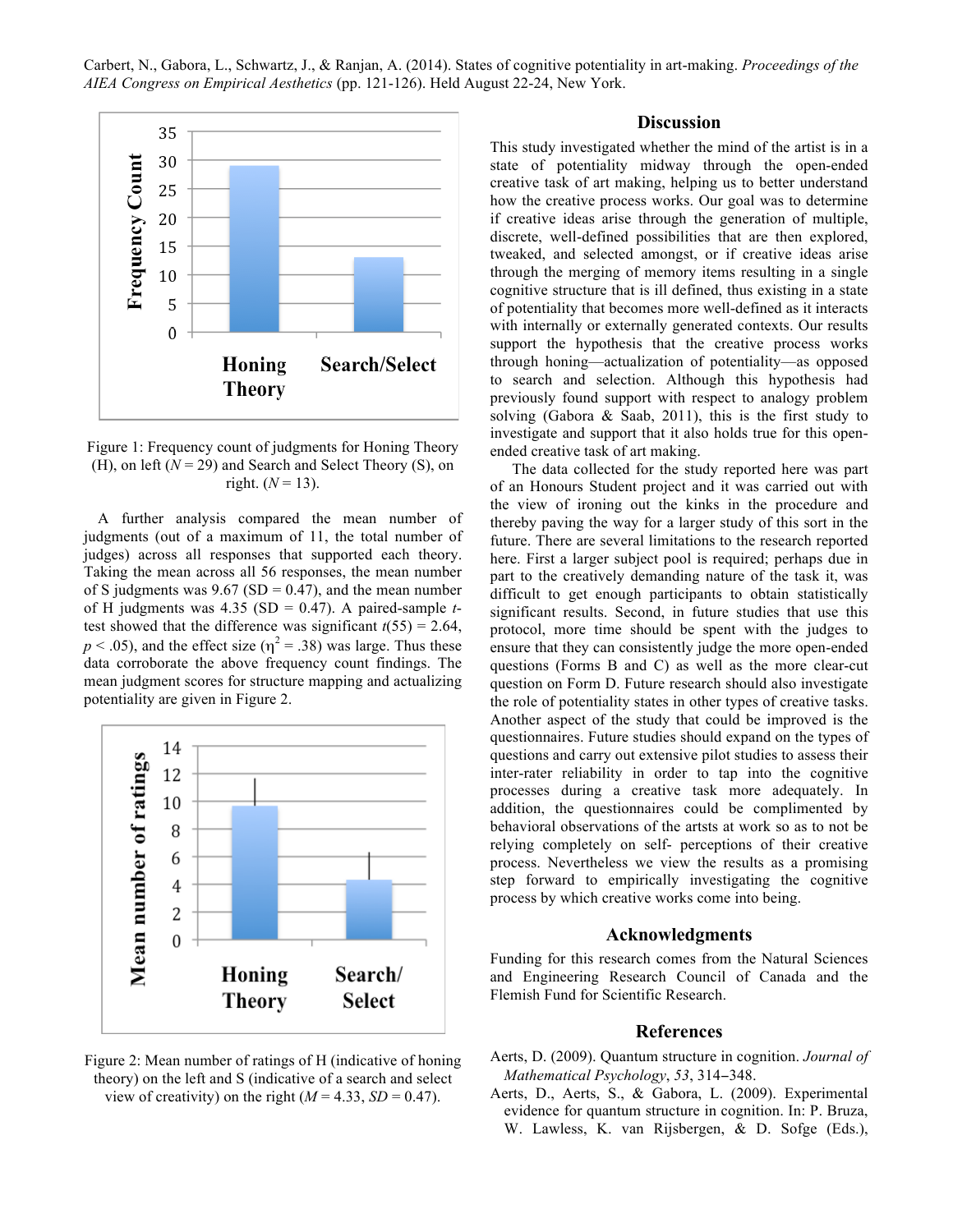Figure 1: Frequency count of judgments for Honing Theory (H), on left ($N = 29$) and Search and Select Theory (S), on right. ($N = 13$).

A further analysis compared the mean number of judgments (out of a maximum of 11, the total number of judges) across all responses that supported each theory. Taking the mean across all 56 responses, the mean number of S judgments was 9.67 (SD = 0.47), and the mean number of H judgments was 4.35 (SD = 0.47). A paired-sample *t*-test showed that the difference was significant $t(55) = 2.64$, $p < .05$), and the effect size ($\eta^2 = .38$) was large. Thus these data corroborate the above frequency count findings. The mean judgment scores for structure mapping and actualizing potentiality are given in Figure 2.

Figure 2: Mean number of ratings of H (indicative of honing theory) on the left and S (indicative of a search and select view of creativity) on the right ($M = 4.33$, $SD = 0.47$).

## Discussion

This study investigated whether the mind of the artist is in a state of potentiality midway through the open-ended creative task of art making, helping us to better understand how the creative process works. Our goal was to determine if creative ideas arise through the generation of multiple, discrete, well-defined possibilities that are then explored, tweaked, and selected amongst, or if creative ideas arise through the merging of memory items resulting in a single cognitive structure that is ill defined, thus existing in a state of potentiality that becomes more well-defined as it interacts with internally or externally generated contexts. Our results support the hypothesis that the creative process works through honing—actualization of potentiality—as opposed to search and selection. Although this hypothesis had previously found support with respect to analogy problem solving (Gabora & Saab, 2011), this is the first study to investigate and support that it also holds true for this open-ended creative task of art making.

The data collected for the study reported here was part of an Honours Student project and it was carried out with the view of ironing out the kinks in the procedure and thereby paving the way for a larger study of this sort in the future. There are several limitations to the research reported here. First a larger subject pool is required; perhaps due in part to the creatively demanding nature of the task it, was difficult to get enough participants to obtain statistically significant results. Second, in future studies that use this protocol, more time should be spent with the judges to ensure that they can consistently judge the more open-ended questions (Forms B and C) as well as the more clear-cut question on Form D. Future research should also investigate the role of potentiality states in other types of creative tasks. Another aspect of the study that could be improved is the questionnaires. Future studies should expand on the types of questions and carry out extensive pilot studies to assess their inter-rater reliability in order to tap into the cognitive processes during a creative task more adequately. In addition, the questionnaires could be complimented by behavioral observations of the artsts at work so as to not be relying completely on self- perceptions of their creative process. Nevertheless we view the results as a promising step forward to empirically investigating the cognitive process by which creative works come into being.

## Acknowledgments

Funding for this research comes from the Natural Sciences and Engineering Research Council of Canada and the Flemish Fund for Scientific Research.

## References

Aerts, D. (2009). Quantum structure in cognition. *Journal of Mathematical Psychology*, *53*, 314–348.

Aerts, D., Aerts, S., & Gabora, L. (2009). Experimental evidence for quantum structure in cognition. In: P. Bruza, W. Lawless, K. van Rijsbergen, & D. Sofge (Eds.),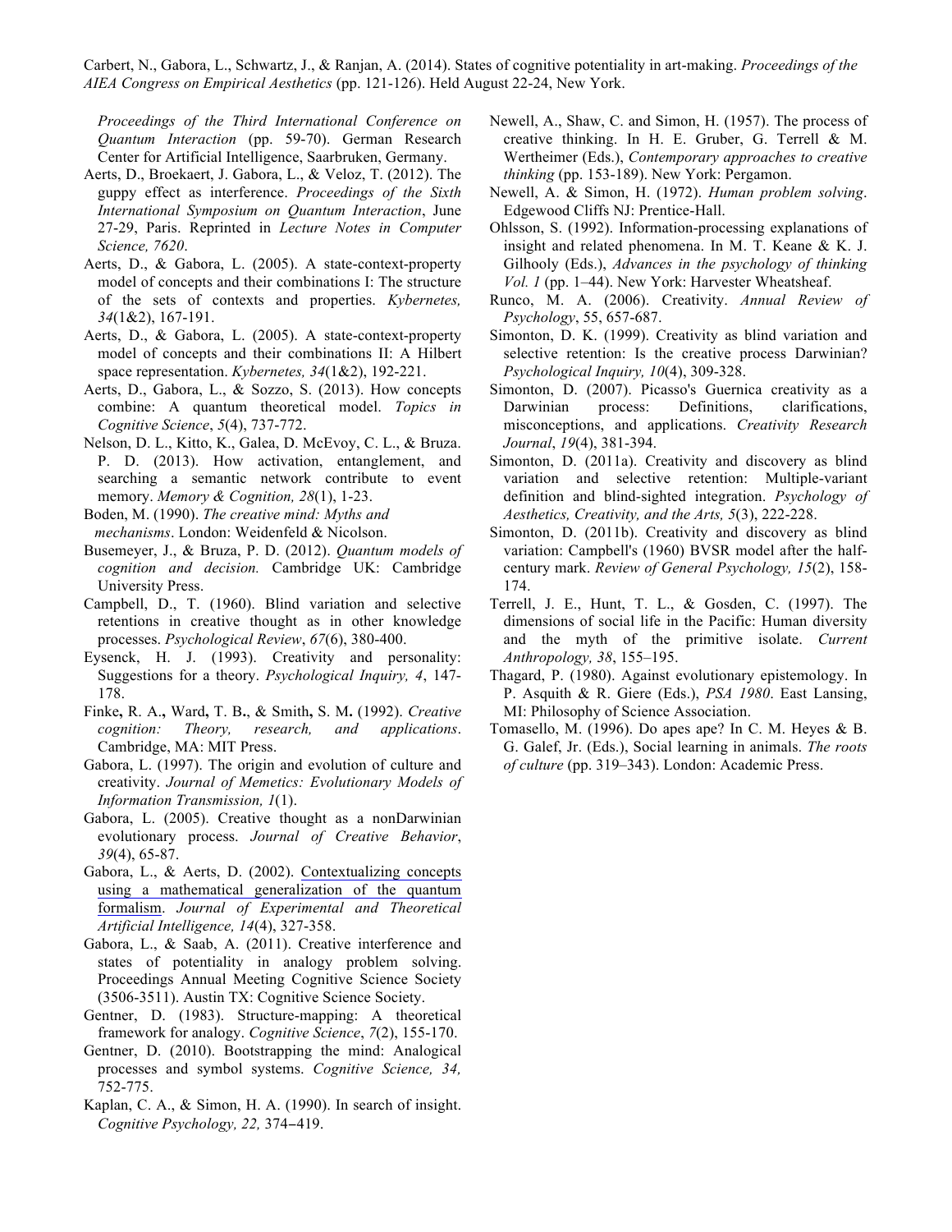*Proceedings of the Third International Conference on Quantum Interaction* (pp. 59-70). German Research Center for Artificial Intelligence, Saarbruken, Germany.

Aerts, D., Broekaert, J. Gabora, L., & Veloz, T. (2012). The guppy effect as interference. *Proceedings of the Sixth International Symposium on Quantum Interaction*, June 27-29, Paris. Reprinted in *Lecture Notes in Computer Science, 7620*.

Aerts, D., & Gabora, L. (2005). A state-context-property model of concepts and their combinations I: The structure of the sets of contexts and properties. *Kybernetes, 34*(1&2), 167-191.

Aerts, D., & Gabora, L. (2005). A state-context-property model of concepts and their combinations II: A Hilbert space representation. *Kybernetes, 34*(1&2), 192-221.

Aerts, D., Gabora, L., & Sozzo, S. (2013). How concepts combine: A quantum theoretical model. *Topics in Cognitive Science*, *5*(4), 737-772.

Nelson, D. L., Kitto, K., Galea, D. McEvoy, C. L., & Bruza. P. D. (2013). How activation, entanglement, and searching a semantic network contribute to event memory. *Memory & Cognition, 28*(1), 1-23.

Boden, M. (1990). *The creative mind: Myths and mechanisms*. London: Weidenfeld & Nicolson.

Busemeyer, J., & Bruza, P. D. (2012). *Quantum models of cognition and decision.* Cambridge UK: Cambridge University Press.

Campbell, D., T. (1960). Blind variation and selective retentions in creative thought as in other knowledge processes. *Psychological Review*, *67*(6), 380-400.

Eysenck, H. J. (1993). Creativity and personality: Suggestions for a theory. *Psychological Inquiry, 4*, 147-178.

**Finke, R. A., Ward, T. B., & Smith, S. M. (1992).** *Creative cognition: Theory, research, and applications*. Cambridge, MA: MIT Press.

Gabora, L. (1997). The origin and evolution of culture and creativity. *Journal of Memetics: Evolutionary Models of Information Transmission, 1*(1).

Gabora, L. (2005). Creative thought as a nonDarwinian evolutionary process. *Journal of Creative Behavior*, *39*(4), 65-87.

Gabora, L., & Aerts, D. (2002). Contextualizing concepts using a mathematical generalization of the quantum formalism. *Journal of Experimental and Theoretical Artificial Intelligence, 14*(4), 327-358.

Gabora, L., & Saab, A. (2011). Creative interference and states of potentiality in analogy problem solving. Proceedings Annual Meeting Cognitive Science Society (3506-3511). Austin TX: Cognitive Science Society.

Gentner, D. (1983). Structure-mapping: A theoretical framework for analogy. *Cognitive Science*, *7*(2), 155-170.

Gentner, D. (2010). Bootstrapping the mind: Analogical processes and symbol systems. *Cognitive Science, 34,* 752-775.

Kaplan, C. A., & Simon, H. A. (1990). In search of insight. *Cognitive Psychology, 22,* 374–419.

Newell, A., Shaw, C. and Simon, H. (1957). The process of creative thinking. In H. E. Gruber, G. Terrell & M. Wertheimer (Eds.), *Contemporary approaches to creative thinking* (pp. 153-189). New York: Pergamon.

Newell, A. & Simon, H. (1972). *Human problem solving*. Edgewood Cliffs NJ: Prentice-Hall.

Ohlsson, S. (1992). Information-processing explanations of insight and related phenomena. In M. T. Keane & K. J. Gilhooly (Eds.), *Advances in the psychology of thinking Vol. 1* (pp. 1–44). New York: Harvester Wheatsheaf.

Runco, M. A. (2006). Creativity. *Annual Review of Psychology*, 55, 657-687.

Simonton, D. K. (1999). Creativity as blind variation and selective retention: Is the creative process Darwinian? *Psychological Inquiry, 10*(4), 309-328.

Simonton, D. (2007). Picasso's Guernica creativity as a Darwinian process: Definitions, clarifications, misconceptions, and applications. *Creativity Research Journal*, *19*(4), 381-394.

Simonton, D. (2011a). Creativity and discovery as blind variation and selective retention: Multiple-variant definition and blind-sighted integration. *Psychology of Aesthetics, Creativity, and the Arts, 5*(3), 222-228.

Simonton, D. (2011b). Creativity and discovery as blind variation: Campbell's (1960) BVSR model after the half-century mark. *Review of General Psychology, 15*(2), 158-174.

Terrell, J. E., Hunt, T. L., & Gosden, C. (1997). The dimensions of social life in the Pacific: Human diversity and the myth of the primitive isolate. *Current Anthropology, 38*, 155–195.

Thagard, P. (1980). Against evolutionary epistemology. In P. Asquith & R. Giere (Eds.), *PSA 1980*. East Lansing, MI: Philosophy of Science Association.

Tomasello, M. (1996). Do apes ape? In C. M. Heyes & B. G. Galef, Jr. (Eds.), Social learning in animals. *The roots of culture* (pp. 319–343). London: Academic Press.